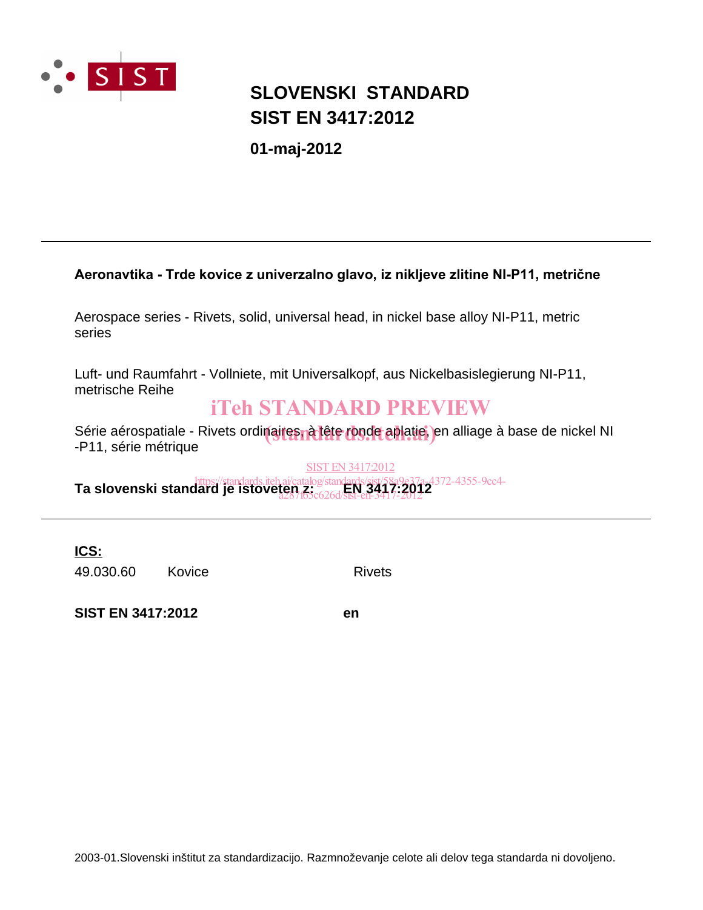# SLOVENSKI STANDARD
# SIST EN 3417:2012

**01-maj-2012**

---

**Aeronavtika - Trde kovice z univerzalno glavo, iz nikljeve zlitine NI-P11, metrične**

Aerospace series - Rivets, solid, universal head, in nickel base alloy NI-P11, metric series

Luft- und Raumfahrt - Vollniete, mit Universalkopf, aus Nickelbasislegierung NI-P11, metrische Reihe

iTeh STANDARD PREVIEW
(standards.iteh.ai)

Série aérospatiale - Rivets ordinaires, à tête ronde aplatie, en alliage à base de nickel NI -P11, série métrique

SIST EN 3417:2012
https://standards.iteh.ai/catalog/standards/sist/58a9e37a-4372-4355-9cc4-a287f63c626d/sist-en-3417-2012

**Ta slovenski standard je istoveten z: EN 3417:2012**

---

**ICS:**

| | | |
|---|---|---|
| 49.030.60 | Kovice | Rivets |

**SIST EN 3417:2012** **en**

2003-01.Slovenski inštitut za standardizacijo. Razmnoževanje celote ali delov tega standarda ni dovoljeno.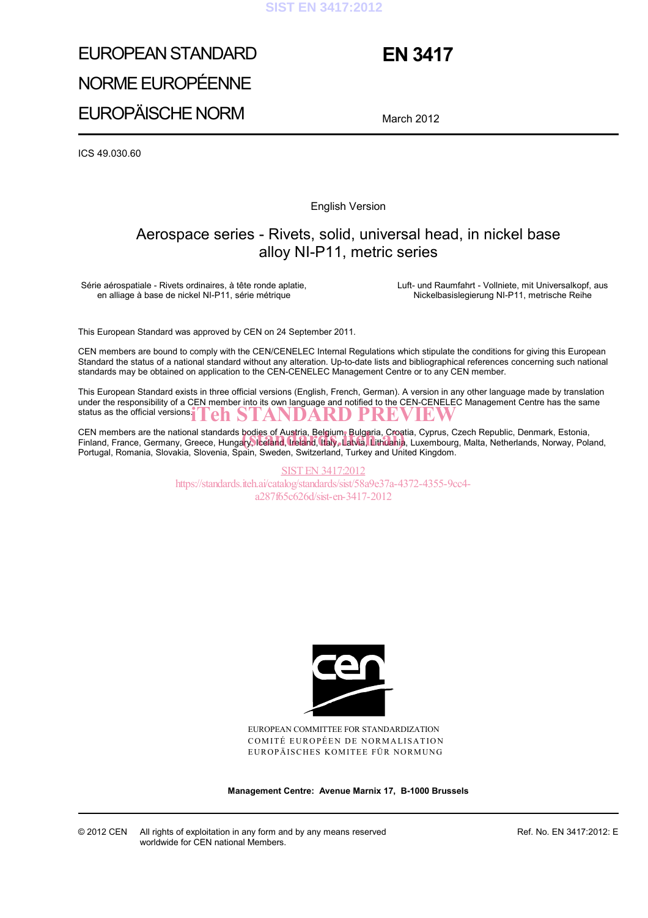# EUROPEAN STANDARD
# NORME EUROPÉENNE
# EUROPÄISCHE NORM

# EN 3417

March 2012

ICS 49.030.60

English Version

## Aerospace series - Rivets, solid, universal head, in nickel base alloy NI-P11, metric series

Série aérospatiale - Rivets ordinaires, à tête ronde aplatie, en alliage à base de nickel NI-P11, série métrique

Luft- und Raumfahrt - Vollniete, mit Universalkopf, aus Nickelbasislegierung NI-P11, metrische Reihe

This European Standard was approved by CEN on 24 September 2011.

CEN members are bound to comply with the CEN/CENELEC Internal Regulations which stipulate the conditions for giving this European Standard the status of a national standard without any alteration. Up-to-date lists and bibliographical references concerning such national standards may be obtained on application to the CEN-CENELEC Management Centre or to any CEN member.

This European Standard exists in three official versions (English, French, German). A version in any other language made by translation under the responsibility of a CEN member into its own language and notified to the CEN-CENELEC Management Centre has the same status as the official versions.

CEN members are the national standards bodies of Austria, Belgium, Bulgaria, Croatia, Cyprus, Czech Republic, Denmark, Estonia, Finland, France, Germany, Greece, Hungary, Iceland, Ireland, Italy, Latvia, Lithuania, Luxembourg, Malta, Netherlands, Norway, Poland, Portugal, Romania, Slovakia, Slovenia, Spain, Sweden, Switzerland, Turkey and United Kingdom.

EUROPEAN COMMITTEE FOR STANDARDIZATION
COMITÉ EUROPÉEN DE NORMALISATION
EUROPÄISCHES KOMITEE FÜR NORMUNG

**Management Centre: Avenue Marnix 17, B-1000 Brussels**

© 2012 CEN All rights of exploitation in any form and by any means reserved worldwide for CEN national Members.

Ref. No. EN 3417:2012: E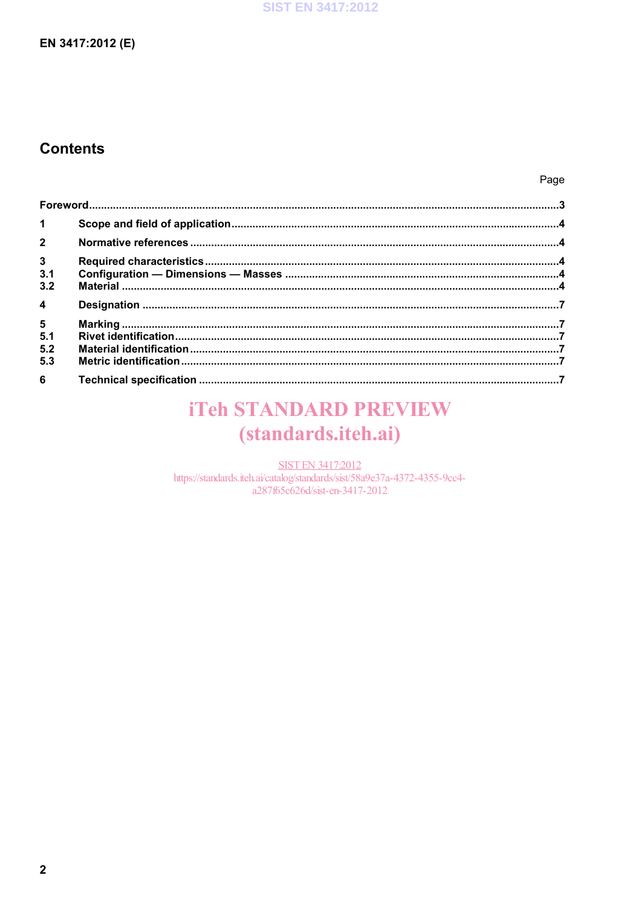# Contents

| | | Page |
|---|---|---|
| Foreword | | 3 |
| 1 | Scope and field of application | 4 |
| 2 | Normative references | 4 |
| 3 | Required characteristics | 4 |
| 3.1 | Configuration — Dimensions — Masses | 4 |
| 3.2 | Material | 4 |
| 4 | Designation | 7 |
| 5 | Marking | 7 |
| 5.1 | Rivet identification | 7 |
| 5.2 | Material identification | 7 |
| 5.3 | Metric identification | 7 |
| 6 | Technical specification | 7 |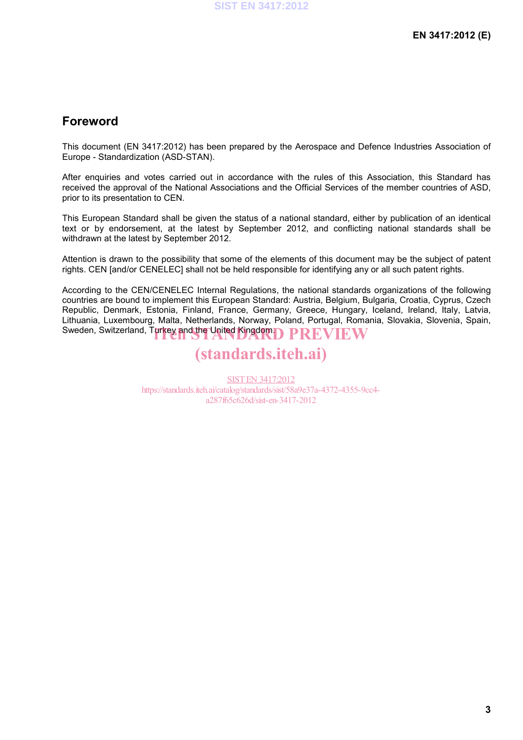## Foreword

This document (EN 3417:2012) has been prepared by the Aerospace and Defence Industries Association of Europe - Standardization (ASD-STAN).

After enquiries and votes carried out in accordance with the rules of this Association, this Standard has received the approval of the National Associations and the Official Services of the member countries of ASD, prior to its presentation to CEN.

This European Standard shall be given the status of a national standard, either by publication of an identical text or by endorsement, at the latest by September 2012, and conflicting national standards shall be withdrawn at the latest by September 2012.

Attention is drawn to the possibility that some of the elements of this document may be the subject of patent rights. CEN [and/or CENELEC] shall not be held responsible for identifying any or all such patent rights.

According to the CEN/CENELEC Internal Regulations, the national standards organizations of the following countries are bound to implement this European Standard: Austria, Belgium, Bulgaria, Croatia, Cyprus, Czech Republic, Denmark, Estonia, Finland, France, Germany, Greece, Hungary, Iceland, Ireland, Italy, Latvia, Lithuania, Luxembourg, Malta, Netherlands, Norway, Poland, Portugal, Romania, Slovakia, Slovenia, Spain, Sweden, Switzerland, Turkey and the United Kingdom.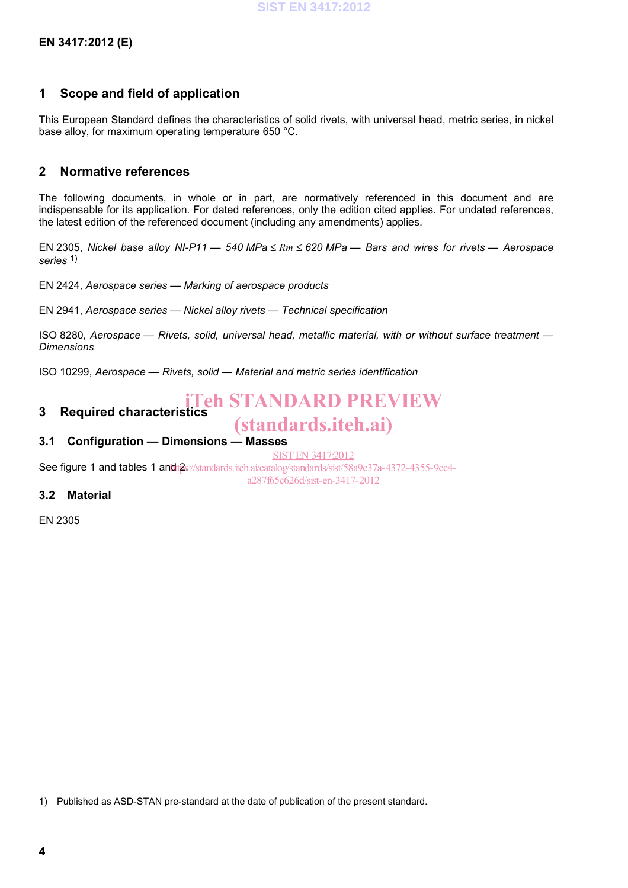## 1 Scope and field of application

This European Standard defines the characteristics of solid rivets, with universal head, metric series, in nickel base alloy, for maximum operating temperature 650 °C.

## 2 Normative references

The following documents, in whole or in part, are normatively referenced in this document and are indispensable for its application. For dated references, only the edition cited applies. For undated references, the latest edition of the referenced document (including any amendments) applies.

EN 2305, *Nickel base alloy NI-P11 — 540 MPa ≤ $R_m$ ≤ 620 MPa — Bars and wires for rivets — Aerospace series* [1)]

EN 2424, *Aerospace series — Marking of aerospace products*

EN 2941, *Aerospace series — Nickel alloy rivets — Technical specification*

ISO 8280, *Aerospace — Rivets, solid, universal head, metallic material, with or without surface treatment — Dimensions*

ISO 10299, *Aerospace — Rivets, solid — Material and metric series identification*

## 3 Required characteristics

### 3.1 Configuration — Dimensions — Masses

See figure 1 and tables 1 and 2.

### 3.2 Material

EN 2305

---

1) Published as ASD-STAN pre-standard at the date of publication of the present standard.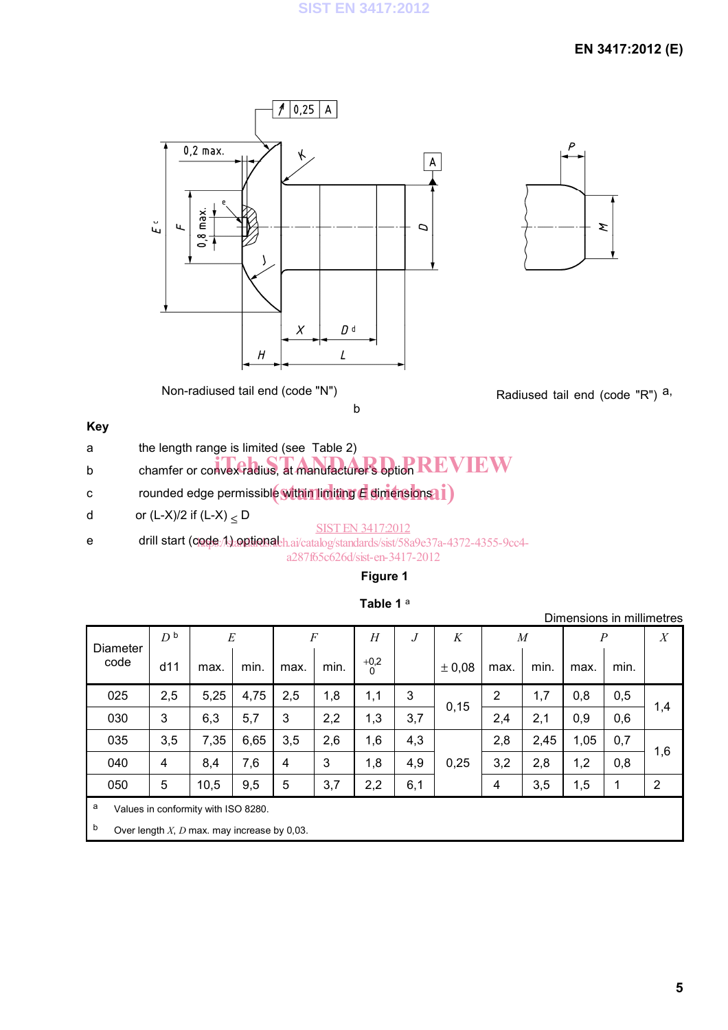Non-radiused tail end (code "N")

Radiused tail end (code "R") a, b

**Key**

a the length range is limited (see Table 2)

b chamfer or convex radius, at manufacturer's option

c rounded edge permissible within limiting E dimensions

d or (L-X)/2 if (L-X) ≤ D

e drill start (code 1) optional

**Figure 1**

**Table 1** [a]

Dimensions in millimetres

| Diameter code | *D* [b] | *E* | | *F* | | *H* | *J* | *K* | *M* | | *P* | | *X* |
|---|---|---|---|---|---|---|---|---|---|---|---|---|---|
| | d11 | max. | min. | max. | min. | $^{+0,2}_{0}$ | | ± 0,08 | max. | min. | max. | min. | |
| 025 | 2,5 | 5,25 | 4,75 | 2,5 | 1,8 | 1,1 | 3 | 0,15 | 2 | 1,7 | 0,8 | 0,5 | 1,4 |
| 030 | 3 | 6,3 | 5,7 | 3 | 2,2 | 1,3 | 3,7 | | 2,4 | 2,1 | 0,9 | 0,6 | |
| 035 | 3,5 | 7,35 | 6,65 | 3,5 | 2,6 | 1,6 | 4,3 | 0,25 | 2,8 | 2,45 | 1,05 | 0,7 | 1,6 |
| 040 | 4 | 8,4 | 7,6 | 4 | 3 | 1,8 | 4,9 | | 3,2 | 2,8 | 1,2 | 0,8 | |
| 050 | 5 | 10,5 | 9,5 | 5 | 3,7 | 2,2 | 6,1 | | 4 | 3,5 | 1,5 | 1 | 2 |

[a] Values in conformity with ISO 8280.

[b] Over length *X*, *D* max. may increase by 0,03.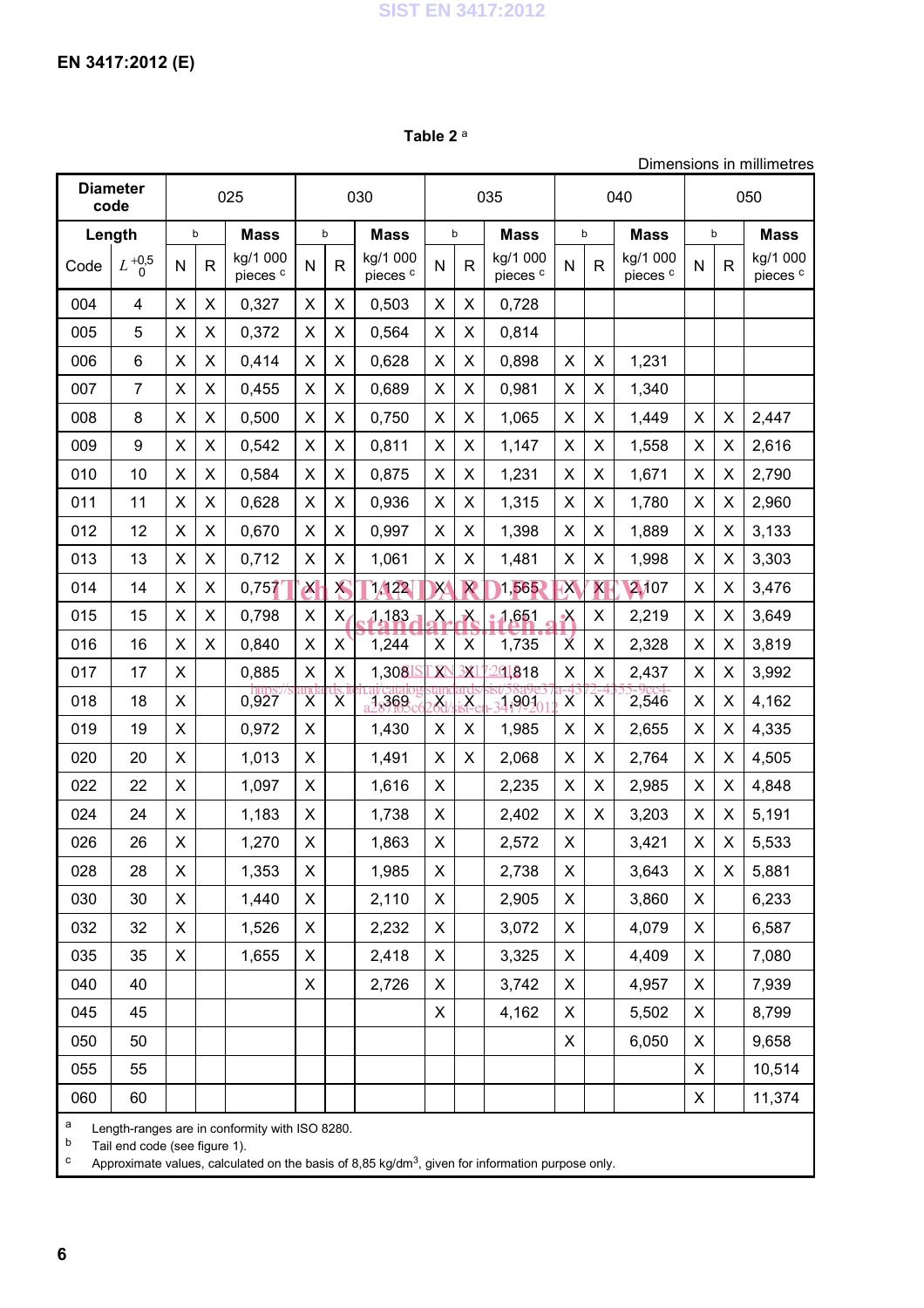**Table 2** [a]

Dimensions in millimetres

| Diameter code | | 025 | | | 030 | | | 035 | | | 040 | | | 050 | | |
|---|---|---|---|---|---|---|---|---|---|---|---|---|---|---|---|---|
| Length | | b | | Mass | b | | Mass | b | | Mass | b | | Mass | b | | Mass |
| Code | $L^{+0,5}_{0}$ | N | R | kg/1 000 pieces [c] | N | R | kg/1 000 pieces [c] | N | R | kg/1 000 pieces [c] | N | R | kg/1 000 pieces [c] | N | R | kg/1 000 pieces [c] |
| 004 | 4 | X | X | 0,327 | X | X | 0,503 | X | X | 0,728 | | | | | | |
| 005 | 5 | X | X | 0,372 | X | X | 0,564 | X | X | 0,814 | | | | | | |
| 006 | 6 | X | X | 0,414 | X | X | 0,628 | X | X | 0,898 | X | X | 1,231 | | | |
| 007 | 7 | X | X | 0,455 | X | X | 0,689 | X | X | 0,981 | X | X | 1,340 | | | |
| 008 | 8 | X | X | 0,500 | X | X | 0,750 | X | X | 1,065 | X | X | 1,449 | X | X | 2,447 |
| 009 | 9 | X | X | 0,542 | X | X | 0,811 | X | X | 1,147 | X | X | 1,558 | X | X | 2,616 |
| 010 | 10 | X | X | 0,584 | X | X | 0,875 | X | X | 1,231 | X | X | 1,671 | X | X | 2,790 |
| 011 | 11 | X | X | 0,628 | X | X | 0,936 | X | X | 1,315 | X | X | 1,780 | X | X | 2,960 |
| 012 | 12 | X | X | 0,670 | X | X | 0,997 | X | X | 1,398 | X | X | 1,889 | X | X | 3,133 |
| 013 | 13 | X | X | 0,712 | X | X | 1,061 | X | X | 1,481 | X | X | 1,998 | X | X | 3,303 |
| 014 | 14 | X | X | 0,757 | X | X | 1,122 | X | X | 1,565 | X | X | 2,107 | X | X | 3,476 |
| 015 | 15 | X | X | 0,798 | X | X | 1,183 | X | X | 1,651 | X | X | 2,219 | X | X | 3,649 |
| 016 | 16 | X | X | 0,840 | X | X | 1,244 | X | X | 1,735 | X | X | 2,328 | X | X | 3,819 |
| 017 | 17 | X | | 0,885 | X | X | 1,308 | X | X | 1,818 | X | X | 2,437 | X | X | 3,992 |
| 018 | 18 | X | | 0,927 | X | X | 1,369 | X | X | 1,901 | X | X | 2,546 | X | X | 4,162 |
| 019 | 19 | X | | 0,972 | X | | 1,430 | X | X | 1,985 | X | X | 2,655 | X | X | 4,335 |
| 020 | 20 | X | | 1,013 | X | | 1,491 | X | X | 2,068 | X | X | 2,764 | X | X | 4,505 |
| 022 | 22 | X | | 1,097 | X | | 1,616 | X | | 2,235 | X | X | 2,985 | X | X | 4,848 |
| 024 | 24 | X | | 1,183 | X | | 1,738 | X | | 2,402 | X | X | 3,203 | X | X | 5,191 |
| 026 | 26 | X | | 1,270 | X | | 1,863 | X | | 2,572 | X | | 3,421 | X | X | 5,533 |
| 028 | 28 | X | | 1,353 | X | | 1,985 | X | | 2,738 | X | | 3,643 | X | X | 5,881 |
| 030 | 30 | X | | 1,440 | X | | 2,110 | X | | 2,905 | X | | 3,860 | X | | 6,233 |
| 032 | 32 | X | | 1,526 | X | | 2,232 | X | | 3,072 | X | | 4,079 | X | | 6,587 |
| 035 | 35 | X | | 1,655 | X | | 2,418 | X | | 3,325 | X | | 4,409 | X | | 7,080 |
| 040 | 40 | | | | X | | 2,726 | X | | 3,742 | X | | 4,957 | X | | 7,939 |
| 045 | 45 | | | | | | | X | | 4,162 | X | | 5,502 | X | | 8,799 |
| 050 | 50 | | | | | | | | | | X | | 6,050 | X | | 9,658 |
| 055 | 55 | | | | | | | | | | | | | X | | 10,514 |
| 060 | 60 | | | | | | | | | | | | | X | | 11,374 |

[a] Length-ranges are in conformity with ISO 8280.
[b] Tail end code (see figure 1).
[c] Approximate values, calculated on the basis of 8,85 kg/dm$^3$, given for information purpose only.